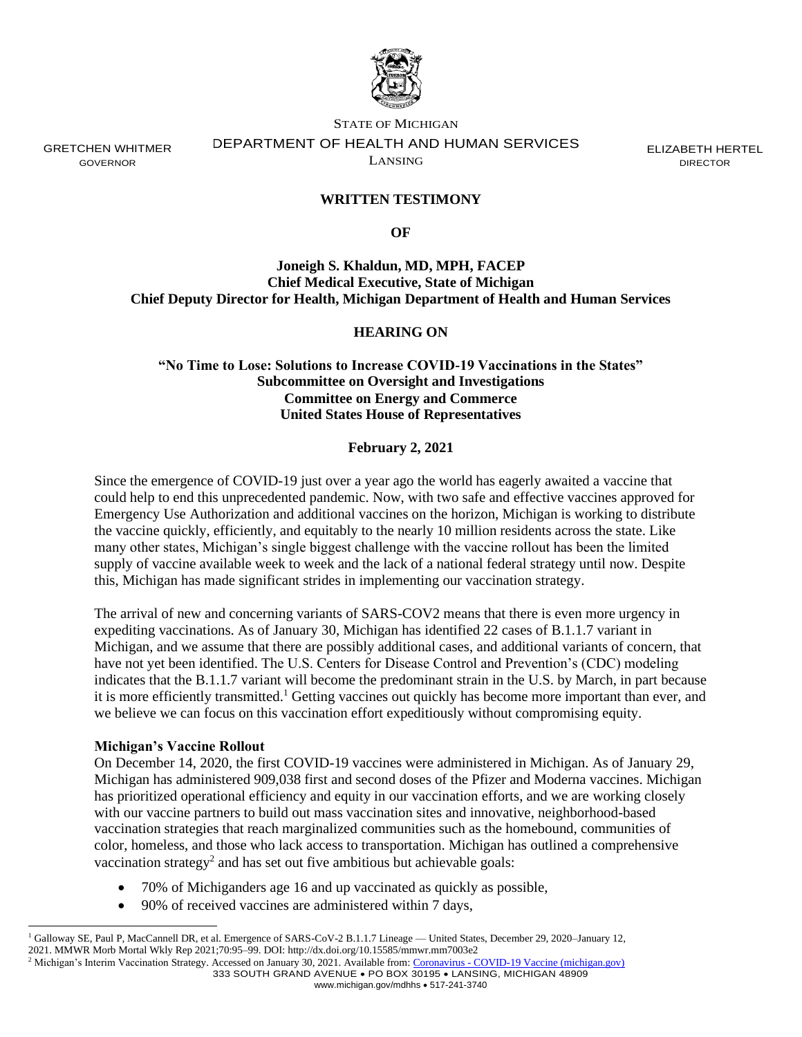STATE OF MICHIGAN
DEPARTMENT OF HEALTH AND HUMAN SERVICES
LANSING

GRETCHEN WHITMER
GOVERNOR

ELIZABETH HERTEL
DIRECTOR

**WRITTEN TESTIMONY**

**OF**

**Joneigh S. Khaldun, MD, MPH, FACEP**
**Chief Medical Executive, State of Michigan**
**Chief Deputy Director for Health, Michigan Department of Health and Human Services**

**HEARING ON**

**"No Time to Lose: Solutions to Increase COVID-19 Vaccinations in the States"**
**Subcommittee on Oversight and Investigations**
**Committee on Energy and Commerce**
**United States House of Representatives**

**February 2, 2021**

Since the emergence of COVID-19 just over a year ago the world has eagerly awaited a vaccine that could help to end this unprecedented pandemic. Now, with two safe and effective vaccines approved for Emergency Use Authorization and additional vaccines on the horizon, Michigan is working to distribute the vaccine quickly, efficiently, and equitably to the nearly 10 million residents across the state. Like many other states, Michigan's single biggest challenge with the vaccine rollout has been the limited supply of vaccine available week to week and the lack of a national federal strategy until now. Despite this, Michigan has made significant strides in implementing our vaccination strategy.

The arrival of new and concerning variants of SARS-COV2 means that there is even more urgency in expediting vaccinations. As of January 30, Michigan has identified 22 cases of B.1.1.7 variant in Michigan, and we assume that there are possibly additional cases, and additional variants of concern, that have not yet been identified. The U.S. Centers for Disease Control and Prevention's (CDC) modeling indicates that the B.1.1.7 variant will become the predominant strain in the U.S. by March, in part because it is more efficiently transmitted.[1] Getting vaccines out quickly has become more important than ever, and we believe we can focus on this vaccination effort expeditiously without compromising equity.

**Michigan's Vaccine Rollout**

On December 14, 2020, the first COVID-19 vaccines were administered in Michigan. As of January 29, Michigan has administered 909,038 first and second doses of the Pfizer and Moderna vaccines. Michigan has prioritized operational efficiency and equity in our vaccination efforts, and we are working closely with our vaccine partners to build out mass vaccination sites and innovative, neighborhood-based vaccination strategies that reach marginalized communities such as the homebound, communities of color, homeless, and those who lack access to transportation. Michigan has outlined a comprehensive vaccination strategy[2] and has set out five ambitious but achievable goals:

- 70% of Michiganders age 16 and up vaccinated as quickly as possible,
- 90% of received vaccines are administered within 7 days,

[1] Galloway SE, Paul P, MacCannell DR, et al. Emergence of SARS-CoV-2 B.1.1.7 Lineage — United States, December 29, 2020–January 12, 2021. MMWR Morb Mortal Wkly Rep 2021;70:95–99. DOI: http://dx.doi.org/10.15585/mmwr.mm7003e2

[2] Michigan's Interim Vaccination Strategy. Accessed on January 30, 2021. Available from: Coronavirus - COVID-19 Vaccine (michigan.gov)

333 SOUTH GRAND AVENUE • PO BOX 30195 • LANSING, MICHIGAN 48909
www.michigan.gov/mdhhs • 517-241-3740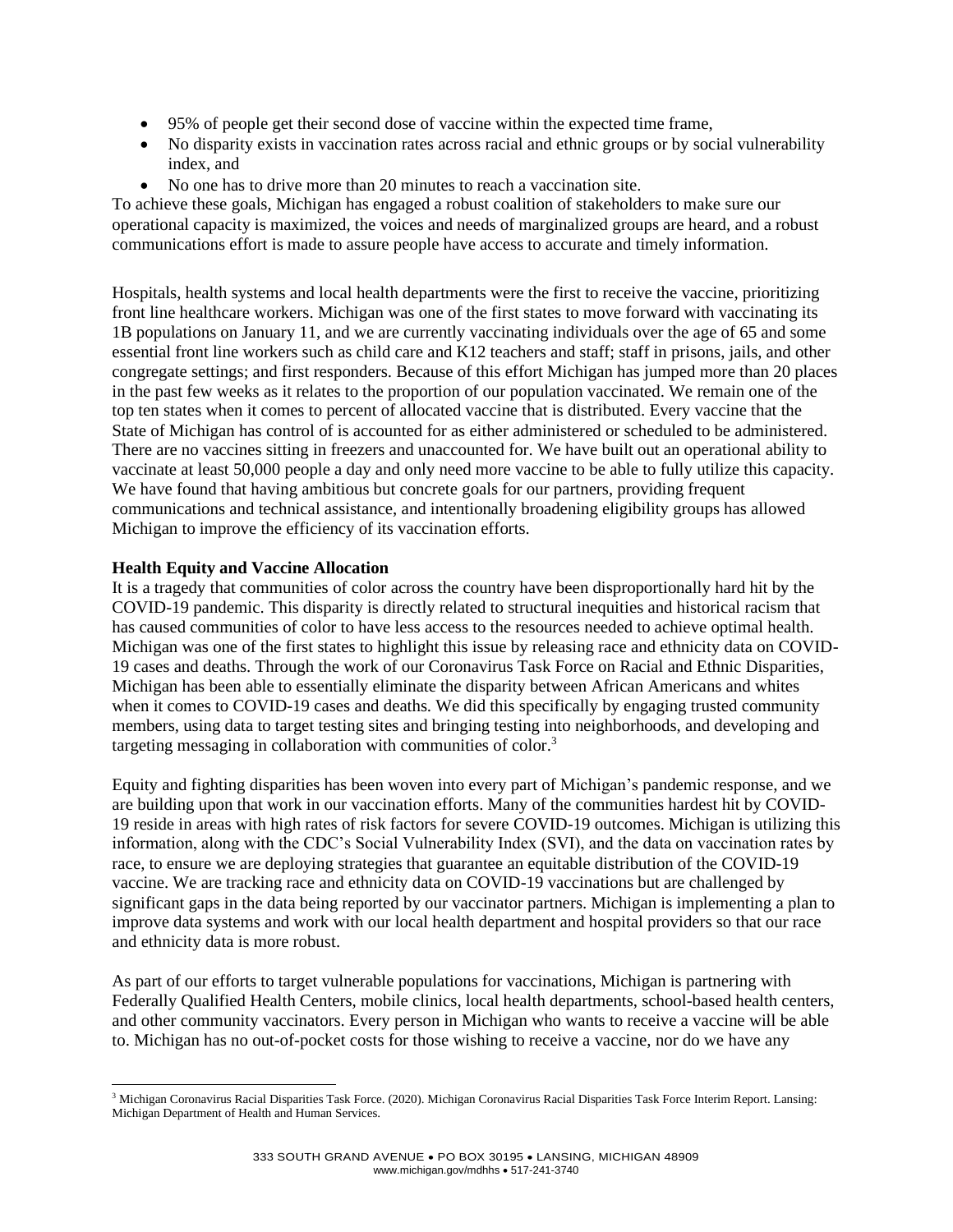- 95% of people get their second dose of vaccine within the expected time frame,
- No disparity exists in vaccination rates across racial and ethnic groups or by social vulnerability index, and
- No one has to drive more than 20 minutes to reach a vaccination site.

To achieve these goals, Michigan has engaged a robust coalition of stakeholders to make sure our operational capacity is maximized, the voices and needs of marginalized groups are heard, and a robust communications effort is made to assure people have access to accurate and timely information.

Hospitals, health systems and local health departments were the first to receive the vaccine, prioritizing front line healthcare workers. Michigan was one of the first states to move forward with vaccinating its 1B populations on January 11, and we are currently vaccinating individuals over the age of 65 and some essential front line workers such as child care and K12 teachers and staff; staff in prisons, jails, and other congregate settings; and first responders. Because of this effort Michigan has jumped more than 20 places in the past few weeks as it relates to the proportion of our population vaccinated. We remain one of the top ten states when it comes to percent of allocated vaccine that is distributed. Every vaccine that the State of Michigan has control of is accounted for as either administered or scheduled to be administered. There are no vaccines sitting in freezers and unaccounted for. We have built out an operational ability to vaccinate at least 50,000 people a day and only need more vaccine to be able to fully utilize this capacity. We have found that having ambitious but concrete goals for our partners, providing frequent communications and technical assistance, and intentionally broadening eligibility groups has allowed Michigan to improve the efficiency of its vaccination efforts.

**Health Equity and Vaccine Allocation**

It is a tragedy that communities of color across the country have been disproportionally hard hit by the COVID-19 pandemic. This disparity is directly related to structural inequities and historical racism that has caused communities of color to have less access to the resources needed to achieve optimal health. Michigan was one of the first states to highlight this issue by releasing race and ethnicity data on COVID-19 cases and deaths. Through the work of our Coronavirus Task Force on Racial and Ethnic Disparities, Michigan has been able to essentially eliminate the disparity between African Americans and whites when it comes to COVID-19 cases and deaths. We did this specifically by engaging trusted community members, using data to target testing sites and bringing testing into neighborhoods, and developing and targeting messaging in collaboration with communities of color.[3]

Equity and fighting disparities has been woven into every part of Michigan's pandemic response, and we are building upon that work in our vaccination efforts. Many of the communities hardest hit by COVID-19 reside in areas with high rates of risk factors for severe COVID-19 outcomes. Michigan is utilizing this information, along with the CDC's Social Vulnerability Index (SVI), and the data on vaccination rates by race, to ensure we are deploying strategies that guarantee an equitable distribution of the COVID-19 vaccine. We are tracking race and ethnicity data on COVID-19 vaccinations but are challenged by significant gaps in the data being reported by our vaccinator partners. Michigan is implementing a plan to improve data systems and work with our local health department and hospital providers so that our race and ethnicity data is more robust.

As part of our efforts to target vulnerable populations for vaccinations, Michigan is partnering with Federally Qualified Health Centers, mobile clinics, local health departments, school-based health centers, and other community vaccinators. Every person in Michigan who wants to receive a vaccine will be able to. Michigan has no out-of-pocket costs for those wishing to receive a vaccine, nor do we have any

---

[3] Michigan Coronavirus Racial Disparities Task Force. (2020). Michigan Coronavirus Racial Disparities Task Force Interim Report. Lansing: Michigan Department of Health and Human Services.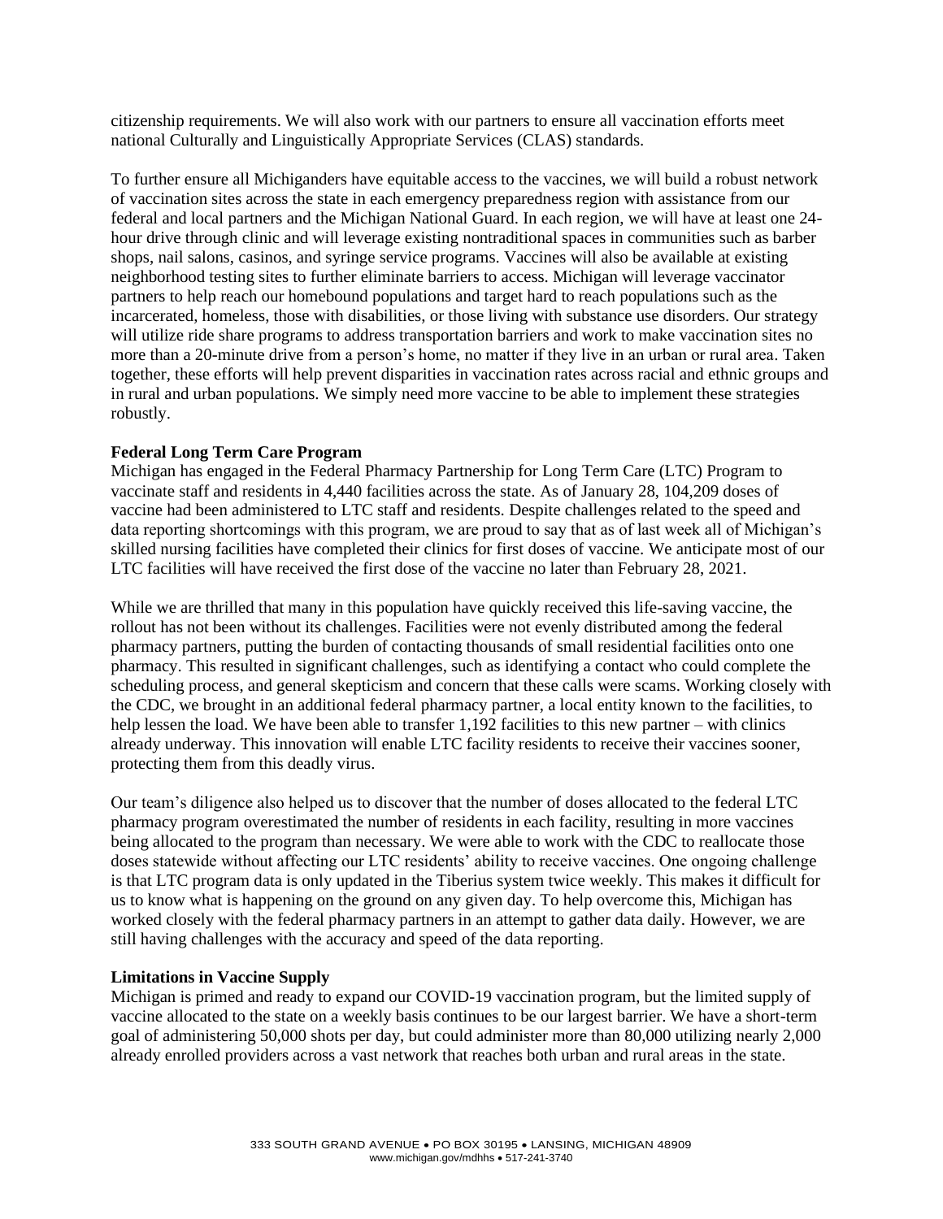citizenship requirements. We will also work with our partners to ensure all vaccination efforts meet national Culturally and Linguistically Appropriate Services (CLAS) standards.

To further ensure all Michiganders have equitable access to the vaccines, we will build a robust network of vaccination sites across the state in each emergency preparedness region with assistance from our federal and local partners and the Michigan National Guard. In each region, we will have at least one 24-hour drive through clinic and will leverage existing nontraditional spaces in communities such as barber shops, nail salons, casinos, and syringe service programs. Vaccines will also be available at existing neighborhood testing sites to further eliminate barriers to access. Michigan will leverage vaccinator partners to help reach our homebound populations and target hard to reach populations such as the incarcerated, homeless, those with disabilities, or those living with substance use disorders. Our strategy will utilize ride share programs to address transportation barriers and work to make vaccination sites no more than a 20-minute drive from a person's home, no matter if they live in an urban or rural area. Taken together, these efforts will help prevent disparities in vaccination rates across racial and ethnic groups and in rural and urban populations. We simply need more vaccine to be able to implement these strategies robustly.

**Federal Long Term Care Program**

Michigan has engaged in the Federal Pharmacy Partnership for Long Term Care (LTC) Program to vaccinate staff and residents in 4,440 facilities across the state. As of January 28, 104,209 doses of vaccine had been administered to LTC staff and residents. Despite challenges related to the speed and data reporting shortcomings with this program, we are proud to say that as of last week all of Michigan's skilled nursing facilities have completed their clinics for first doses of vaccine. We anticipate most of our LTC facilities will have received the first dose of the vaccine no later than February 28, 2021.

While we are thrilled that many in this population have quickly received this life-saving vaccine, the rollout has not been without its challenges. Facilities were not evenly distributed among the federal pharmacy partners, putting the burden of contacting thousands of small residential facilities onto one pharmacy. This resulted in significant challenges, such as identifying a contact who could complete the scheduling process, and general skepticism and concern that these calls were scams. Working closely with the CDC, we brought in an additional federal pharmacy partner, a local entity known to the facilities, to help lessen the load. We have been able to transfer 1,192 facilities to this new partner – with clinics already underway. This innovation will enable LTC facility residents to receive their vaccines sooner, protecting them from this deadly virus.

Our team's diligence also helped us to discover that the number of doses allocated to the federal LTC pharmacy program overestimated the number of residents in each facility, resulting in more vaccines being allocated to the program than necessary. We were able to work with the CDC to reallocate those doses statewide without affecting our LTC residents' ability to receive vaccines. One ongoing challenge is that LTC program data is only updated in the Tiberius system twice weekly. This makes it difficult for us to know what is happening on the ground on any given day. To help overcome this, Michigan has worked closely with the federal pharmacy partners in an attempt to gather data daily. However, we are still having challenges with the accuracy and speed of the data reporting.

**Limitations in Vaccine Supply**

Michigan is primed and ready to expand our COVID-19 vaccination program, but the limited supply of vaccine allocated to the state on a weekly basis continues to be our largest barrier. We have a short-term goal of administering 50,000 shots per day, but could administer more than 80,000 utilizing nearly 2,000 already enrolled providers across a vast network that reaches both urban and rural areas in the state.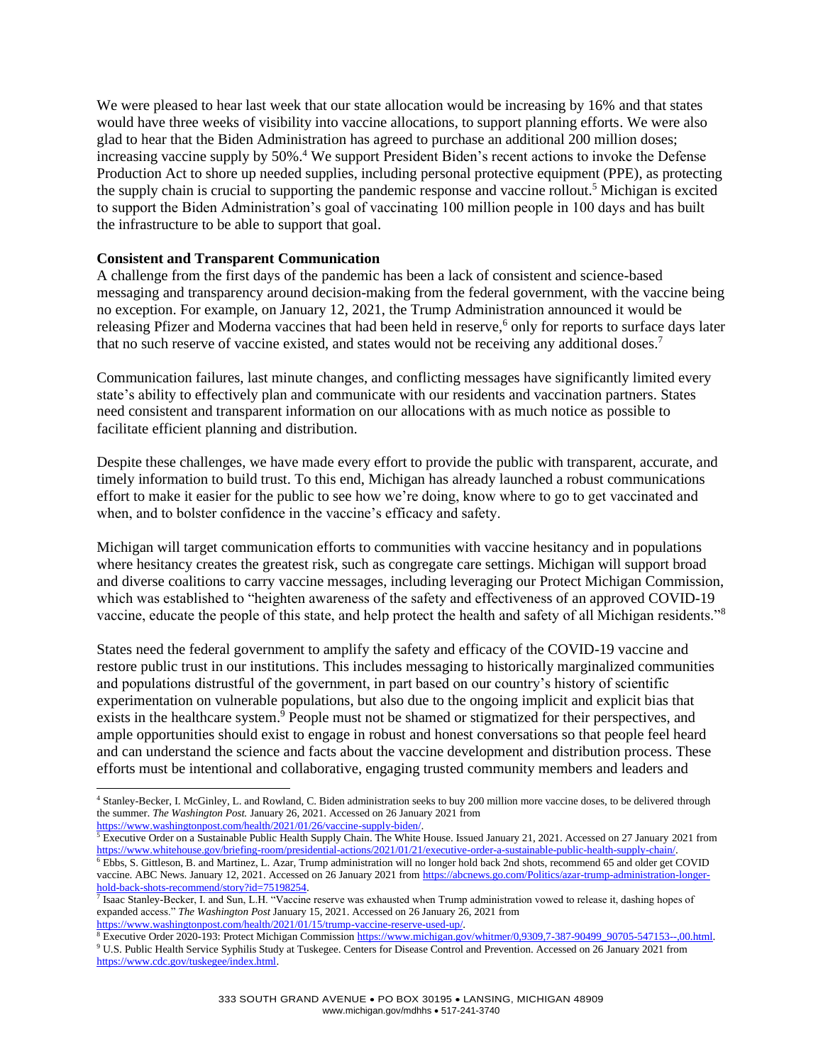We were pleased to hear last week that our state allocation would be increasing by 16% and that states would have three weeks of visibility into vaccine allocations, to support planning efforts. We were also glad to hear that the Biden Administration has agreed to purchase an additional 200 million doses; increasing vaccine supply by 50%.[4] We support President Biden's recent actions to invoke the Defense Production Act to shore up needed supplies, including personal protective equipment (PPE), as protecting the supply chain is crucial to supporting the pandemic response and vaccine rollout.[5] Michigan is excited to support the Biden Administration's goal of vaccinating 100 million people in 100 days and has built the infrastructure to be able to support that goal.

**Consistent and Transparent Communication**

A challenge from the first days of the pandemic has been a lack of consistent and science-based messaging and transparency around decision-making from the federal government, with the vaccine being no exception. For example, on January 12, 2021, the Trump Administration announced it would be releasing Pfizer and Moderna vaccines that had been held in reserve,[6] only for reports to surface days later that no such reserve of vaccine existed, and states would not be receiving any additional doses.[7]

Communication failures, last minute changes, and conflicting messages have significantly limited every state's ability to effectively plan and communicate with our residents and vaccination partners. States need consistent and transparent information on our allocations with as much notice as possible to facilitate efficient planning and distribution.

Despite these challenges, we have made every effort to provide the public with transparent, accurate, and timely information to build trust. To this end, Michigan has already launched a robust communications effort to make it easier for the public to see how we're doing, know where to go to get vaccinated and when, and to bolster confidence in the vaccine's efficacy and safety.

Michigan will target communication efforts to communities with vaccine hesitancy and in populations where hesitancy creates the greatest risk, such as congregate care settings. Michigan will support broad and diverse coalitions to carry vaccine messages, including leveraging our Protect Michigan Commission, which was established to "heighten awareness of the safety and effectiveness of an approved COVID-19 vaccine, educate the people of this state, and help protect the health and safety of all Michigan residents."[8]

States need the federal government to amplify the safety and efficacy of the COVID-19 vaccine and restore public trust in our institutions. This includes messaging to historically marginalized communities and populations distrustful of the government, in part based on our country's history of scientific experimentation on vulnerable populations, but also due to the ongoing implicit and explicit bias that exists in the healthcare system.[9] People must not be shamed or stigmatized for their perspectives, and ample opportunities should exist to engage in robust and honest conversations so that people feel heard and can understand the science and facts about the vaccine development and distribution process. These efforts must be intentional and collaborative, engaging trusted community members and leaders and

---

[4] Stanley-Becker, I. McGinley, L. and Rowland, C. Biden administration seeks to buy 200 million more vaccine doses, to be delivered through the summer. *The Washington Post.* January 26, 2021. Accessed on 26 January 2021 from https://www.washingtonpost.com/health/2021/01/26/vaccine-supply-biden/.

[5] Executive Order on a Sustainable Public Health Supply Chain. The White House. Issued January 21, 2021. Accessed on 27 January 2021 from https://www.whitehouse.gov/briefing-room/presidential-actions/2021/01/21/executive-order-a-sustainable-public-health-supply-chain/.

[6] Ebbs, S. Gittleson, B. and Martinez, L. Azar, Trump administration will no longer hold back 2nd shots, recommend 65 and older get COVID vaccine. ABC News. January 12, 2021. Accessed on 26 January 2021 from https://abcnews.go.com/Politics/azar-trump-administration-longer-hold-back-shots-recommend/story?id=75198254.

[7] Isaac Stanley-Becker, I. and Sun, L.H. "Vaccine reserve was exhausted when Trump administration vowed to release it, dashing hopes of expanded access." *The Washington Post* January 15, 2021. Accessed on 26 January 26, 2021 from https://www.washingtonpost.com/health/2021/01/15/trump-vaccine-reserve-used-up/.

[8] Executive Order 2020-193: Protect Michigan Commission https://www.michigan.gov/whitmer/0,9309,7-387-90499_90705-547153--,00.html.

[9] U.S. Public Health Service Syphilis Study at Tuskegee. Centers for Disease Control and Prevention. Accessed on 26 January 2021 from https://www.cdc.gov/tuskegee/index.html.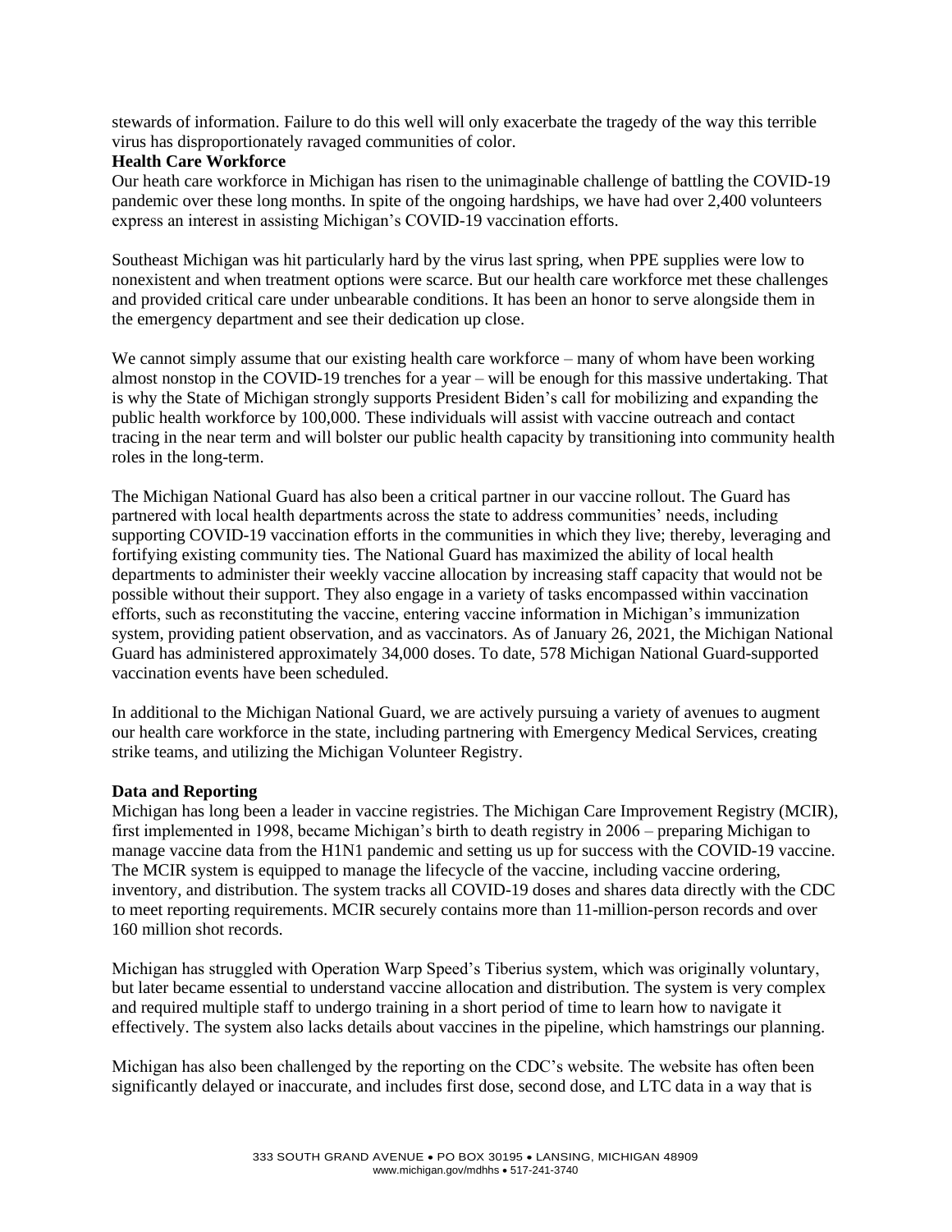stewards of information. Failure to do this well will only exacerbate the tragedy of the way this terrible virus has disproportionately ravaged communities of color.

**Health Care Workforce**

Our heath care workforce in Michigan has risen to the unimaginable challenge of battling the COVID-19 pandemic over these long months. In spite of the ongoing hardships, we have had over 2,400 volunteers express an interest in assisting Michigan's COVID-19 vaccination efforts.

Southeast Michigan was hit particularly hard by the virus last spring, when PPE supplies were low to nonexistent and when treatment options were scarce. But our health care workforce met these challenges and provided critical care under unbearable conditions. It has been an honor to serve alongside them in the emergency department and see their dedication up close.

We cannot simply assume that our existing health care workforce – many of whom have been working almost nonstop in the COVID-19 trenches for a year – will be enough for this massive undertaking. That is why the State of Michigan strongly supports President Biden's call for mobilizing and expanding the public health workforce by 100,000. These individuals will assist with vaccine outreach and contact tracing in the near term and will bolster our public health capacity by transitioning into community health roles in the long-term.

The Michigan National Guard has also been a critical partner in our vaccine rollout. The Guard has partnered with local health departments across the state to address communities' needs, including supporting COVID-19 vaccination efforts in the communities in which they live; thereby, leveraging and fortifying existing community ties. The National Guard has maximized the ability of local health departments to administer their weekly vaccine allocation by increasing staff capacity that would not be possible without their support. They also engage in a variety of tasks encompassed within vaccination efforts, such as reconstituting the vaccine, entering vaccine information in Michigan's immunization system, providing patient observation, and as vaccinators. As of January 26, 2021, the Michigan National Guard has administered approximately 34,000 doses. To date, 578 Michigan National Guard-supported vaccination events have been scheduled.

In additional to the Michigan National Guard, we are actively pursuing a variety of avenues to augment our health care workforce in the state, including partnering with Emergency Medical Services, creating strike teams, and utilizing the Michigan Volunteer Registry.

**Data and Reporting**

Michigan has long been a leader in vaccine registries. The Michigan Care Improvement Registry (MCIR), first implemented in 1998, became Michigan's birth to death registry in 2006 – preparing Michigan to manage vaccine data from the H1N1 pandemic and setting us up for success with the COVID-19 vaccine. The MCIR system is equipped to manage the lifecycle of the vaccine, including vaccine ordering, inventory, and distribution. The system tracks all COVID-19 doses and shares data directly with the CDC to meet reporting requirements. MCIR securely contains more than 11-million-person records and over 160 million shot records.

Michigan has struggled with Operation Warp Speed's Tiberius system, which was originally voluntary, but later became essential to understand vaccine allocation and distribution. The system is very complex and required multiple staff to undergo training in a short period of time to learn how to navigate it effectively. The system also lacks details about vaccines in the pipeline, which hamstrings our planning.

Michigan has also been challenged by the reporting on the CDC's website. The website has often been significantly delayed or inaccurate, and includes first dose, second dose, and LTC data in a way that is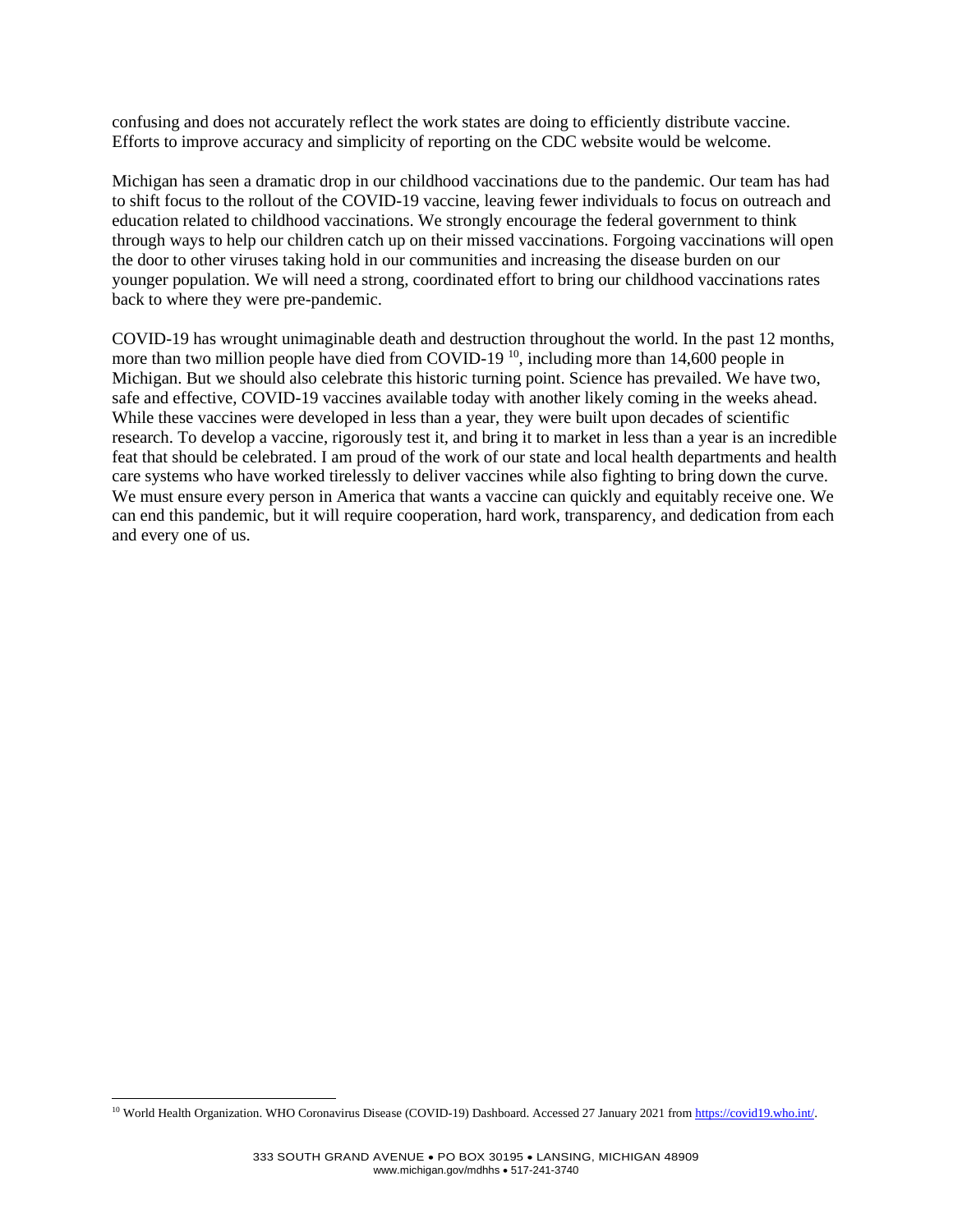confusing and does not accurately reflect the work states are doing to efficiently distribute vaccine. Efforts to improve accuracy and simplicity of reporting on the CDC website would be welcome.

Michigan has seen a dramatic drop in our childhood vaccinations due to the pandemic. Our team has had to shift focus to the rollout of the COVID-19 vaccine, leaving fewer individuals to focus on outreach and education related to childhood vaccinations. We strongly encourage the federal government to think through ways to help our children catch up on their missed vaccinations. Forgoing vaccinations will open the door to other viruses taking hold in our communities and increasing the disease burden on our younger population. We will need a strong, coordinated effort to bring our childhood vaccinations rates back to where they were pre-pandemic.

COVID-19 has wrought unimaginable death and destruction throughout the world. In the past 12 months, more than two million people have died from COVID-19 [10], including more than 14,600 people in Michigan. But we should also celebrate this historic turning point. Science has prevailed. We have two, safe and effective, COVID-19 vaccines available today with another likely coming in the weeks ahead. While these vaccines were developed in less than a year, they were built upon decades of scientific research. To develop a vaccine, rigorously test it, and bring it to market in less than a year is an incredible feat that should be celebrated. I am proud of the work of our state and local health departments and health care systems who have worked tirelessly to deliver vaccines while also fighting to bring down the curve. We must ensure every person in America that wants a vaccine can quickly and equitably receive one. We can end this pandemic, but it will require cooperation, hard work, transparency, and dedication from each and every one of us.

[10] World Health Organization. WHO Coronavirus Disease (COVID-19) Dashboard. Accessed 27 January 2021 from https://covid19.who.int/.